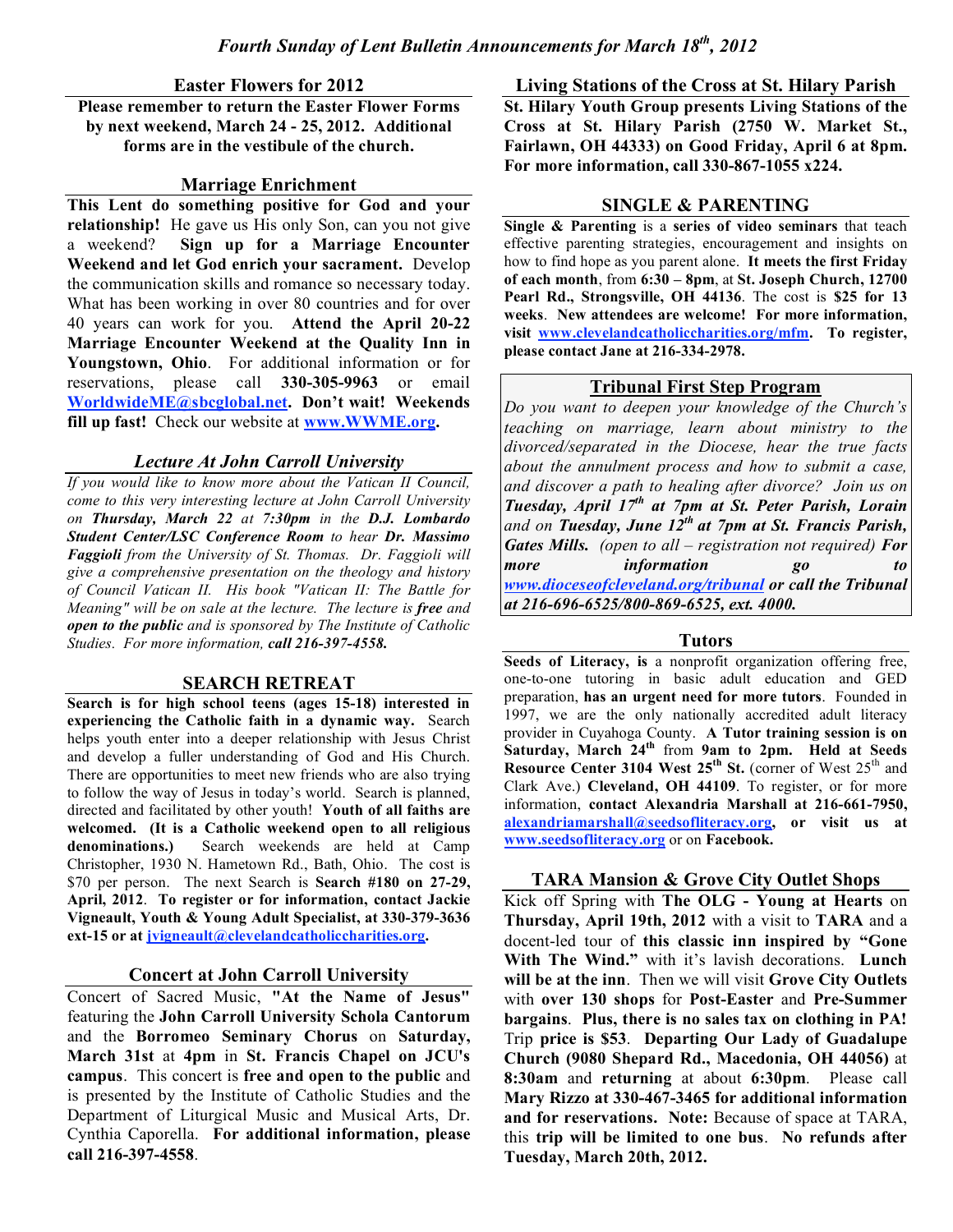# *Fourth Sunday of Lent Bulletin Announcements for March 18th, 2012*

## Easter Flowers for 2012

**Please remember to return the Easter Flower Forms by next weekend, March 24 - 25, 2012. Additional forms are in the vestibule of the church.**

## Marriage Enrichment

**This Lent do something positive for God and your relationship!** He gave us His only Son, can you not give a weekend? **Sign up for a Marriage Encounter Weekend and let God enrich your sacrament.** Develop the communication skills and romance so necessary today. What has been working in over 80 countries and for over 40 years can work for you. **Attend the April 20-22 Marriage Encounter Weekend at the Quality Inn in Youngstown, Ohio**. For additional information or for reservations, please call **330-305-9963** or email **WorldwideME@sbcglobal.net. Don't wait! Weekends fill up fast!** Check our website at **www.WWME.org.**

## *Lecture At John Carroll University*

*If you would like to know more about the Vatican II Council, come to this very interesting lecture at John Carroll University on **Thursday, March 22** at **7:30pm** in the **D.J. Lombardo Student Center/LSC Conference Room** to hear **Dr. Massimo Faggioli** from the University of St. Thomas. Dr. Faggioli will give a comprehensive presentation on the theology and history of Council Vatican II. His book "Vatican II: The Battle for Meaning" will be on sale at the lecture. The lecture is **free** and **open to the public** and is sponsored by The Institute of Catholic Studies. For more information, **call 216-397-4558.***

## SEARCH RETREAT

**Search is for high school teens (ages 15-18) interested in experiencing the Catholic faith in a dynamic way.** Search helps youth enter into a deeper relationship with Jesus Christ and develop a fuller understanding of God and His Church. There are opportunities to meet new friends who are also trying to follow the way of Jesus in today's world. Search is planned, directed and facilitated by other youth! **Youth of all faiths are welcomed. (It is a Catholic weekend open to all religious denominations.)** Search weekends are held at Camp Christopher, 1930 N. Hametown Rd., Bath, Ohio. The cost is $70 per person. The next Search is **Search #180 on 27-29, April, 2012**. **To register or for information, contact Jackie Vigneault, Youth & Young Adult Specialist, at 330-379-3636 ext-15 or at jvigneault@clevelandcatholiccharities.org.**

## Concert at John Carroll University

Concert of Sacred Music, **"At the Name of Jesus"** featuring the **John Carroll University Schola Cantorum** and the **Borromeo Seminary Chorus** on **Saturday, March 31st** at **4pm** in **St. Francis Chapel on JCU's campus**. This concert is **free and open to the public** and is presented by the Institute of Catholic Studies and the Department of Liturgical Music and Musical Arts, Dr. Cynthia Caporella. **For additional information, please call 216-397-4558**.

## Living Stations of the Cross at St. Hilary Parish

**St. Hilary Youth Group presents Living Stations of the Cross at St. Hilary Parish (2750 W. Market St., Fairlawn, OH 44333) on Good Friday, April 6 at 8pm. For more information, call 330-867-1055 x224.**

## SINGLE & PARENTING

**Single & Parenting** is a **series of video seminars** that teach effective parenting strategies, encouragement and insights on how to find hope as you parent alone. **It meets the first Friday of each month**, from **6:30 – 8pm**, at **St. Joseph Church, 12700 Pearl Rd., Strongsville, OH 44136**. The cost is **$25 for 13 weeks**. **New attendees are welcome! For more information, visit www.clevelandcatholiccharities.org/mfm. To register, please contact Jane at 216-334-2978.**

## Tribunal First Step Program

*Do you want to deepen your knowledge of the Church's teaching on marriage, learn about ministry to the divorced/separated in the Diocese, hear the true facts about the annulment process and how to submit a case, and discover a path to healing after divorce? Join us on **Tuesday, April 17th at 7pm at St. Peter Parish, Lorain** and on **Tuesday, June 12th at 7pm at St. Francis Parish, Gates Mills.** (open to all – registration not required) **For more information go to www.dioceseofcleveland.org/tribunal or call the Tribunal at 216-696-6525/800-869-6525, ext. 4000.***

## Tutors

**Seeds of Literacy, is** a nonprofit organization offering free, one-to-one tutoring in basic adult education and GED preparation, **has an urgent need for more tutors**. Founded in 1997, we are the only nationally accredited adult literacy provider in Cuyahoga County. **A Tutor training session is on Saturday, March 24th** from **9am to 2pm. Held at Seeds Resource Center 3104 West 25th St.** (corner of West 25th and Clark Ave.) **Cleveland, OH 44109**. To register, or for more information, **contact Alexandria Marshall at 216-661-7950, alexandriamarshall@seedsofliteracy.org, or visit us at www.seedsofliteracy.org** or on **Facebook.**

## TARA Mansion & Grove City Outlet Shops

Kick off Spring with **The OLG - Young at Hearts** on **Thursday, April 19th, 2012** with a visit to **TARA** and a docent-led tour of **this classic inn inspired by "Gone With The Wind."** with it's lavish decorations. **Lunch will be at the inn**. Then we will visit **Grove City Outlets** with **over 130 shops** for **Post-Easter** and **Pre-Summer bargains**. **Plus, there is no sales tax on clothing in PA!** Trip **price is $53**. **Departing Our Lady of Guadalupe Church (9080 Shepard Rd., Macedonia, OH 44056)** at **8:30am** and **returning** at about **6:30pm**. Please call **Mary Rizzo at 330-467-3465 for additional information and for reservations. Note:** Because of space at TARA, this **trip will be limited to one bus**. **No refunds after Tuesday, March 20th, 2012.**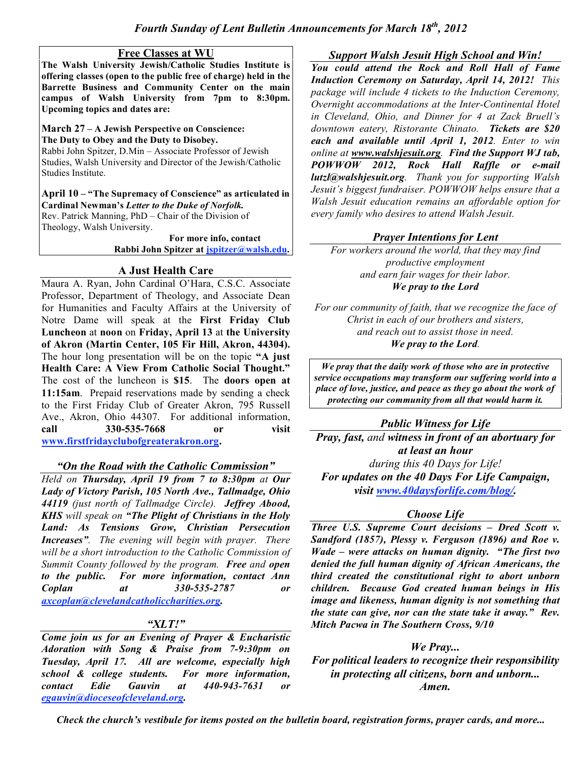# *Fourth Sunday of Lent Bulletin Announcements for March 18th, 2012*

## Free Classes at WU

**The Walsh University Jewish/Catholic Studies Institute is offering classes (open to the public free of charge) held in the Barrette Business and Community Center on the main campus of Walsh University from 7pm to 8:30pm. Upcoming topics and dates are:**

**March 27 – A Jewish Perspective on Conscience: The Duty to Obey and the Duty to Disobey.**
Rabbi John Spitzer, D.Min – Associate Professor of Jewish Studies, Walsh University and Director of the Jewish/Catholic Studies Institute.

**April 10 – "The Supremacy of Conscience" as articulated in Cardinal Newman's *Letter to the Duke of Norfolk.***
Rev. Patrick Manning, PhD – Chair of the Division of Theology, Walsh University.

**For more info, contact Rabbi John Spitzer at jspitzer@walsh.edu.**

## A Just Health Care

Maura A. Ryan, John Cardinal O'Hara, C.S.C. Associate Professor, Department of Theology, and Associate Dean for Humanities and Faculty Affairs at the University of Notre Dame will speak at the **First Friday Club Luncheon** at **noon** on **Friday, April 13** at **the University of Akron (Martin Center, 105 Fir Hill, Akron, 44304).** The hour long presentation will be on the topic **"A just Health Care: A View From Catholic Social Thought."** The cost of the luncheon is **$15**. The **doors open at 11:15am**. Prepaid reservations made by sending a check to the First Friday Club of Greater Akron, 795 Russell Ave., Akron, Ohio 44307. For additional information, **call 330-535-7668 or visit www.firstfridayclubofgreaterakron.org.**

## *"On the Road with the Catholic Commission"*

*Held on **Thursday, April 19 from 7 to 8:30pm** at **Our Lady of Victory Parish, 105 North Ave., Tallmadge, Ohio 44119** (just north of Tallmadge Circle). **Jeffrey Abood, KHS** will speak on **"The Plight of Christians in the Holy Land: As Tensions Grow, Christian Persecution Increases"**. The evening will begin with prayer. There will be a short introduction to the Catholic Commission of Summit County followed by the program. **Free** and **open to the public. For more information, contact Ann Coplan at 330-535-2787 or axcoplan@clevelandcatholiccharities.org.***

## *"XLT!"*

***Come join us for an Evening of Prayer & Eucharistic Adoration with Song & Praise from 7-9:30pm on Tuesday, April 17. All are welcome, especially high school & college students. For more information, contact Edie Gauvin at 440-943-7631 or egauvin@dioceseofcleveland.org.***

## *Support Walsh Jesuit High School and Win!*

***You could attend the Rock and Roll Hall of Fame Induction Ceremony on Saturday, April 14, 2012!** This package will include 4 tickets to the Induction Ceremony, Overnight accommodations at the Inter-Continental Hotel in Cleveland, Ohio, and Dinner for 4 at Zack Bruell's downtown eatery, Ristorante Chinato. **Tickets are $20 each and available until April 1, 2012**. Enter to win online at **www.walshjesuit.org**. **Find the Support WJ tab, POWWOW 2012, Rock Hall Raffle or e-mail lutzl@walshjesuit.org**. Thank you for supporting Walsh Jesuit's biggest fundraiser. POWWOW helps ensure that a Walsh Jesuit education remains an affordable option for every family who desires to attend Walsh Jesuit.*

## *Prayer Intentions for Lent*

*For workers around the world, that they may find productive employment and earn fair wages for their labor.*
***We pray to the Lord***

*For our community of faith, that we recognize the face of Christ in each of our brothers and sisters, and reach out to assist those in need.*
***We pray to the Lord.***

***We pray that the daily work of those who are in protective service occupations may transform our suffering world into a place of love, justice, and peace as they go about the work of protecting our community from all that would harm it.***

## *Public Witness for Life*

***Pray, fast,** and **witness in front of an abortuary for at least an hour***
*during this 40 Days for Life!*
***For updates on the 40 Days For Life Campaign, visit www.40daysforlife.com/blog/.***

## *Choose Life*

***Three U.S. Supreme Court decisions – Dred Scott v. Sandford (1857), Plessy v. Ferguson (1896) and Roe v. Wade – were attacks on human dignity. "The first two denied the full human dignity of African Americans, the third created the constitutional right to abort unborn children. Because God created human beings in His image and likeness, human dignity is not something that the state can give, nor can the state take it away." Rev. Mitch Pacwa in The Southern Cross, 9/10***

*We Pray...*
***For political leaders to recognize their responsibility in protecting all citizens, born and unborn... Amen.***

***Check the church's vestibule for items posted on the bulletin board, registration forms, prayer cards, and more...***